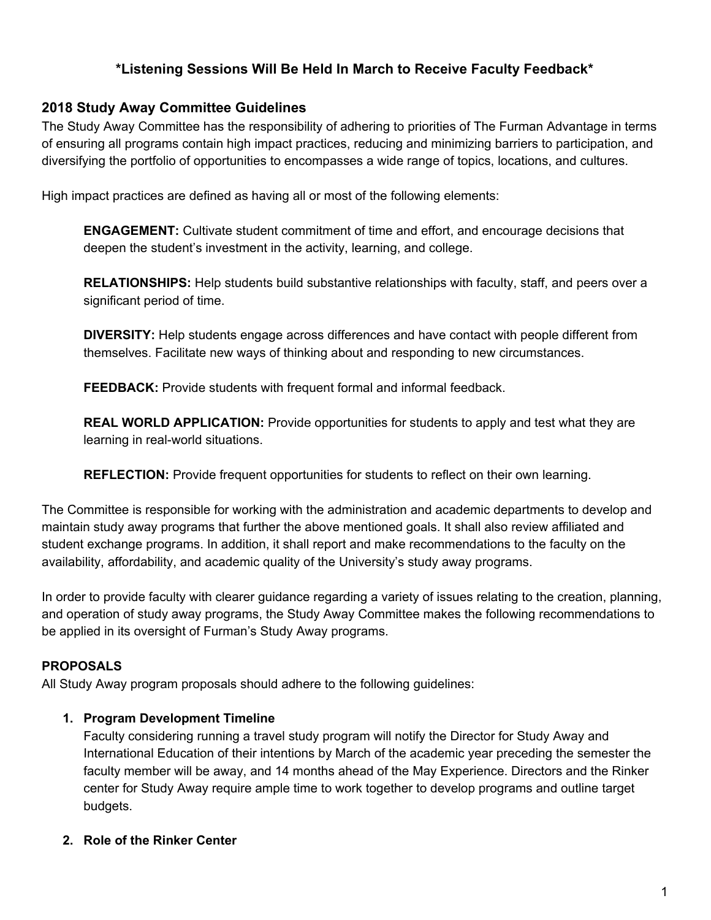**\*Listening Sessions Will Be Held In March to Receive Faculty Feedback\***

## 2018 Study Away Committee Guidelines

The Study Away Committee has the responsibility of adhering to priorities of The Furman Advantage in terms of ensuring all programs contain high impact practices, reducing and minimizing barriers to participation, and diversifying the portfolio of opportunities to encompasses a wide range of topics, locations, and cultures.

High impact practices are defined as having all or most of the following elements:

> **ENGAGEMENT:** Cultivate student commitment of time and effort, and encourage decisions that deepen the student's investment in the activity, learning, and college.
>
> **RELATIONSHIPS:** Help students build substantive relationships with faculty, staff, and peers over a significant period of time.
>
> **DIVERSITY:** Help students engage across differences and have contact with people different from themselves. Facilitate new ways of thinking about and responding to new circumstances.
>
> **FEEDBACK:** Provide students with frequent formal and informal feedback.
>
> **REAL WORLD APPLICATION:** Provide opportunities for students to apply and test what they are learning in real-world situations.
>
> **REFLECTION:** Provide frequent opportunities for students to reflect on their own learning.

The Committee is responsible for working with the administration and academic departments to develop and maintain study away programs that further the above mentioned goals. It shall also review affiliated and student exchange programs. In addition, it shall report and make recommendations to the faculty on the availability, affordability, and academic quality of the University's study away programs.

In order to provide faculty with clearer guidance regarding a variety of issues relating to the creation, planning, and operation of study away programs, the Study Away Committee makes the following recommendations to be applied in its oversight of Furman's Study Away programs.

### PROPOSALS

All Study Away program proposals should adhere to the following guidelines:

1. **Program Development Timeline**
   Faculty considering running a travel study program will notify the Director for Study Away and International Education of their intentions by March of the academic year preceding the semester the faculty member will be away, and 14 months ahead of the May Experience. Directors and the Rinker center for Study Away require ample time to work together to develop programs and outline target budgets.

2. **Role of the Rinker Center**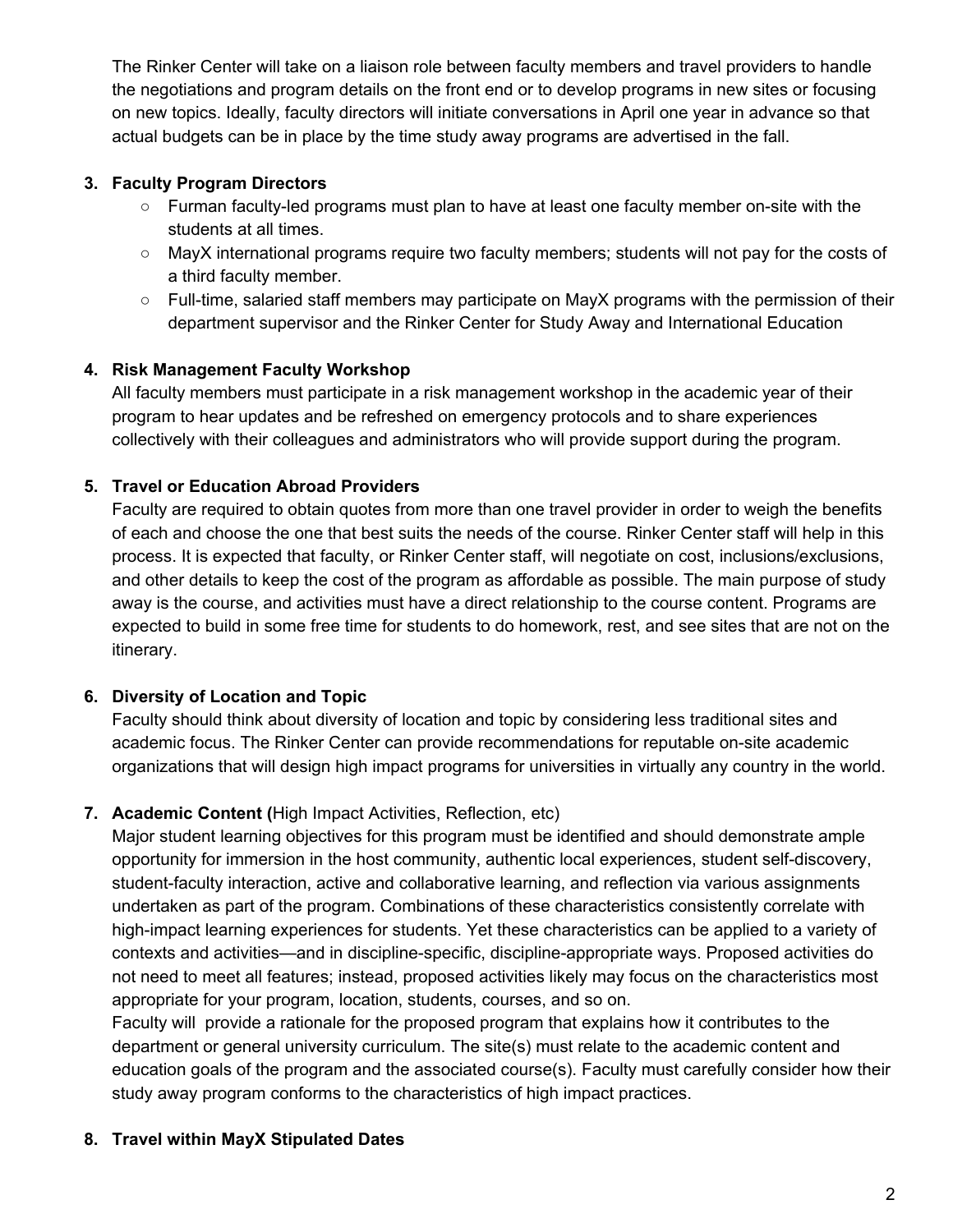The Rinker Center will take on a liaison role between faculty members and travel providers to handle the negotiations and program details on the front end or to develop programs in new sites or focusing on new topics. Ideally, faculty directors will initiate conversations in April one year in advance so that actual budgets can be in place by the time study away programs are advertised in the fall.

3. **Faculty Program Directors**
   - Furman faculty-led programs must plan to have at least one faculty member on-site with the students at all times.
   - MayX international programs require two faculty members; students will not pay for the costs of a third faculty member.
   - Full-time, salaried staff members may participate on MayX programs with the permission of their department supervisor and the Rinker Center for Study Away and International Education

4. **Risk Management Faculty Workshop**
   All faculty members must participate in a risk management workshop in the academic year of their program to hear updates and be refreshed on emergency protocols and to share experiences collectively with their colleagues and administrators who will provide support during the program.

5. **Travel or Education Abroad Providers**
   Faculty are required to obtain quotes from more than one travel provider in order to weigh the benefits of each and choose the one that best suits the needs of the course. Rinker Center staff will help in this process. It is expected that faculty, or Rinker Center staff, will negotiate on cost, inclusions/exclusions, and other details to keep the cost of the program as affordable as possible. The main purpose of study away is the course, and activities must have a direct relationship to the course content. Programs are expected to build in some free time for students to do homework, rest, and see sites that are not on the itinerary.

6. **Diversity of Location and Topic**
   Faculty should think about diversity of location and topic by considering less traditional sites and academic focus. The Rinker Center can provide recommendations for reputable on-site academic organizations that will design high impact programs for universities in virtually any country in the world.

7. **Academic Content (**High Impact Activities, Reflection, etc)
   Major student learning objectives for this program must be identified and should demonstrate ample opportunity for immersion in the host community, authentic local experiences, student self-discovery, student-faculty interaction, active and collaborative learning, and reflection via various assignments undertaken as part of the program. Combinations of these characteristics consistently correlate with high-impact learning experiences for students. Yet these characteristics can be applied to a variety of contexts and activities—and in discipline-specific, discipline-appropriate ways. Proposed activities do not need to meet all features; instead, proposed activities likely may focus on the characteristics most appropriate for your program, location, students, courses, and so on.
   Faculty will provide a rationale for the proposed program that explains how it contributes to the department or general university curriculum. The site(s) must relate to the academic content and education goals of the program and the associated course(s). Faculty must carefully consider how their study away program conforms to the characteristics of high impact practices.

8. **Travel within MayX Stipulated Dates**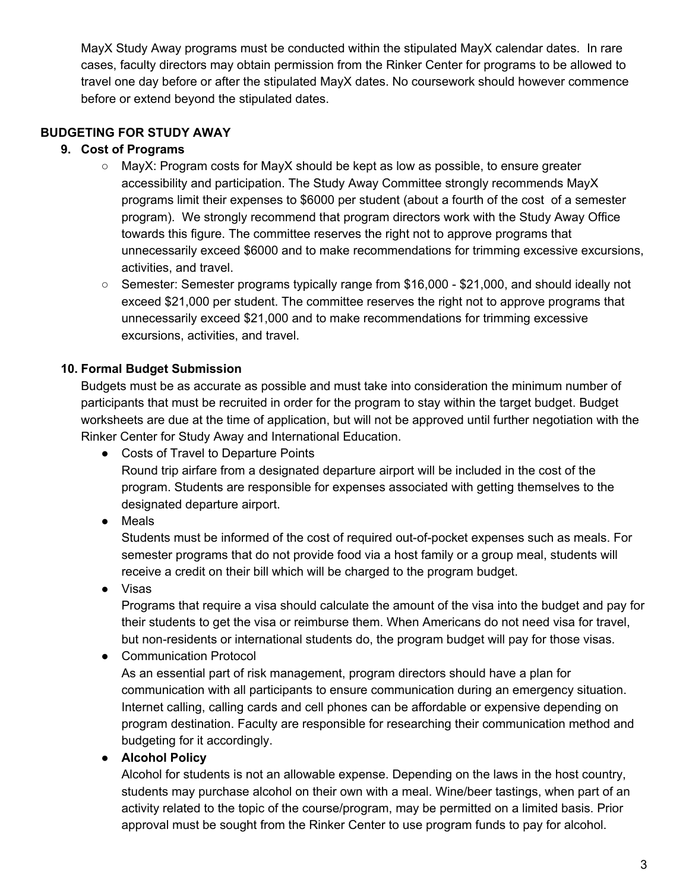MayX Study Away programs must be conducted within the stipulated MayX calendar dates. In rare cases, faculty directors may obtain permission from the Rinker Center for programs to be allowed to travel one day before or after the stipulated MayX dates. No coursework should however commence before or extend beyond the stipulated dates.

**BUDGETING FOR STUDY AWAY**

9. **Cost of Programs**
    - MayX: Program costs for MayX should be kept as low as possible, to ensure greater accessibility and participation. The Study Away Committee strongly recommends MayX programs limit their expenses to $6000 per student (about a fourth of the cost of a semester program). We strongly recommend that program directors work with the Study Away Office towards this figure. The committee reserves the right not to approve programs that unnecessarily exceed $6000 and to make recommendations for trimming excessive excursions, activities, and travel.
    - Semester: Semester programs typically range from $16,000 - $21,000, and should ideally not exceed $21,000 per student. The committee reserves the right not to approve programs that unnecessarily exceed $21,000 and to make recommendations for trimming excessive excursions, activities, and travel.

10. **Formal Budget Submission**

    Budgets must be as accurate as possible and must take into consideration the minimum number of participants that must be recruited in order for the program to stay within the target budget. Budget worksheets are due at the time of application, but will not be approved until further negotiation with the Rinker Center for Study Away and International Education.

    - Costs of Travel to Departure Points
      Round trip airfare from a designated departure airport will be included in the cost of the program. Students are responsible for expenses associated with getting themselves to the designated departure airport.
    - Meals
      Students must be informed of the cost of required out-of-pocket expenses such as meals. For semester programs that do not provide food via a host family or a group meal, students will receive a credit on their bill which will be charged to the program budget.
    - Visas
      Programs that require a visa should calculate the amount of the visa into the budget and pay for their students to get the visa or reimburse them. When Americans do not need visa for travel, but non-residents or international students do, the program budget will pay for those visas.
    - Communication Protocol
      As an essential part of risk management, program directors should have a plan for communication with all participants to ensure communication during an emergency situation. Internet calling, calling cards and cell phones can be affordable or expensive depending on program destination. Faculty are responsible for researching their communication method and budgeting for it accordingly.
    - **Alcohol Policy**
      Alcohol for students is not an allowable expense. Depending on the laws in the host country, students may purchase alcohol on their own with a meal. Wine/beer tastings, when part of an activity related to the topic of the course/program, may be permitted on a limited basis. Prior approval must be sought from the Rinker Center to use program funds to pay for alcohol.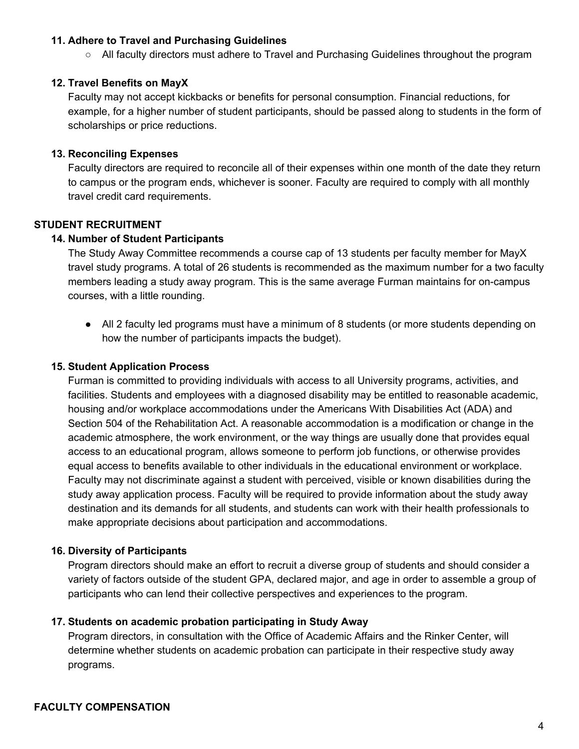**11. Adhere to Travel and Purchasing Guidelines**

- All faculty directors must adhere to Travel and Purchasing Guidelines throughout the program

**12. Travel Benefits on MayX**

Faculty may not accept kickbacks or benefits for personal consumption. Financial reductions, for example, for a higher number of student participants, should be passed along to students in the form of scholarships or price reductions.

**13. Reconciling Expenses**

Faculty directors are required to reconcile all of their expenses within one month of the date they return to campus or the program ends, whichever is sooner. Faculty are required to comply with all monthly travel credit card requirements.

## STUDENT RECRUITMENT

**14. Number of Student Participants**

The Study Away Committee recommends a course cap of 13 students per faculty member for MayX travel study programs. A total of 26 students is recommended as the maximum number for a two faculty members leading a study away program. This is the same average Furman maintains for on-campus courses, with a little rounding.

- All 2 faculty led programs must have a minimum of 8 students (or more students depending on how the number of participants impacts the budget).

**15. Student Application Process**

Furman is committed to providing individuals with access to all University programs, activities, and facilities. Students and employees with a diagnosed disability may be entitled to reasonable academic, housing and/or workplace accommodations under the Americans With Disabilities Act (ADA) and Section 504 of the Rehabilitation Act. A reasonable accommodation is a modification or change in the academic atmosphere, the work environment, or the way things are usually done that provides equal access to an educational program, allows someone to perform job functions, or otherwise provides equal access to benefits available to other individuals in the educational environment or workplace. Faculty may not discriminate against a student with perceived, visible or known disabilities during the study away application process. Faculty will be required to provide information about the study away destination and its demands for all students, and students can work with their health professionals to make appropriate decisions about participation and accommodations.

**16. Diversity of Participants**

Program directors should make an effort to recruit a diverse group of students and should consider a variety of factors outside of the student GPA, declared major, and age in order to assemble a group of participants who can lend their collective perspectives and experiences to the program.

**17. Students on academic probation participating in Study Away**

Program directors, in consultation with the Office of Academic Affairs and the Rinker Center, will determine whether students on academic probation can participate in their respective study away programs.

## FACULTY COMPENSATION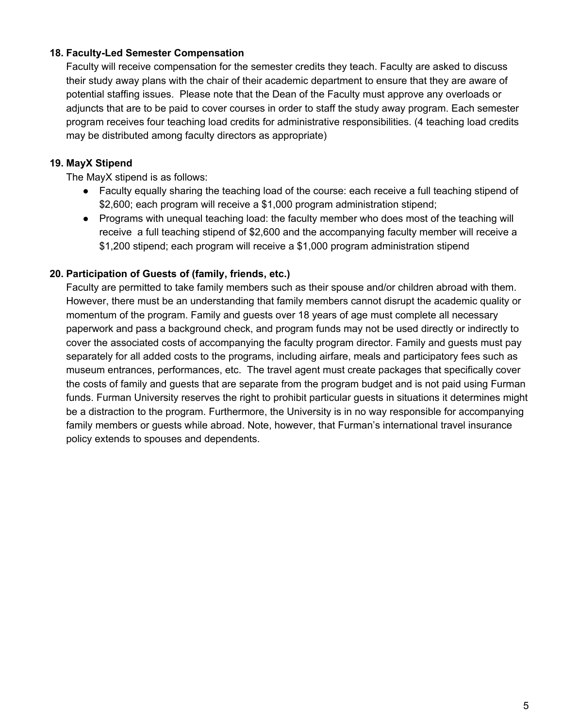**18. Faculty-Led Semester Compensation**

Faculty will receive compensation for the semester credits they teach. Faculty are asked to discuss their study away plans with the chair of their academic department to ensure that they are aware of potential staffing issues. Please note that the Dean of the Faculty must approve any overloads or adjuncts that are to be paid to cover courses in order to staff the study away program. Each semester program receives four teaching load credits for administrative responsibilities. (4 teaching load credits may be distributed among faculty directors as appropriate)

**19. MayX Stipend**

The MayX stipend is as follows:

- Faculty equally sharing the teaching load of the course: each receive a full teaching stipend of $2,600; each program will receive a $1,000 program administration stipend;
- Programs with unequal teaching load: the faculty member who does most of the teaching will receive a full teaching stipend of $2,600 and the accompanying faculty member will receive a $1,200 stipend; each program will receive a $1,000 program administration stipend

**20. Participation of Guests of (family, friends, etc.)**

Faculty are permitted to take family members such as their spouse and/or children abroad with them. However, there must be an understanding that family members cannot disrupt the academic quality or momentum of the program. Family and guests over 18 years of age must complete all necessary paperwork and pass a background check, and program funds may not be used directly or indirectly to cover the associated costs of accompanying the faculty program director. Family and guests must pay separately for all added costs to the programs, including airfare, meals and participatory fees such as museum entrances, performances, etc. The travel agent must create packages that specifically cover the costs of family and guests that are separate from the program budget and is not paid using Furman funds. Furman University reserves the right to prohibit particular guests in situations it determines might be a distraction to the program. Furthermore, the University is in no way responsible for accompanying family members or guests while abroad. Note, however, that Furman's international travel insurance policy extends to spouses and dependents.